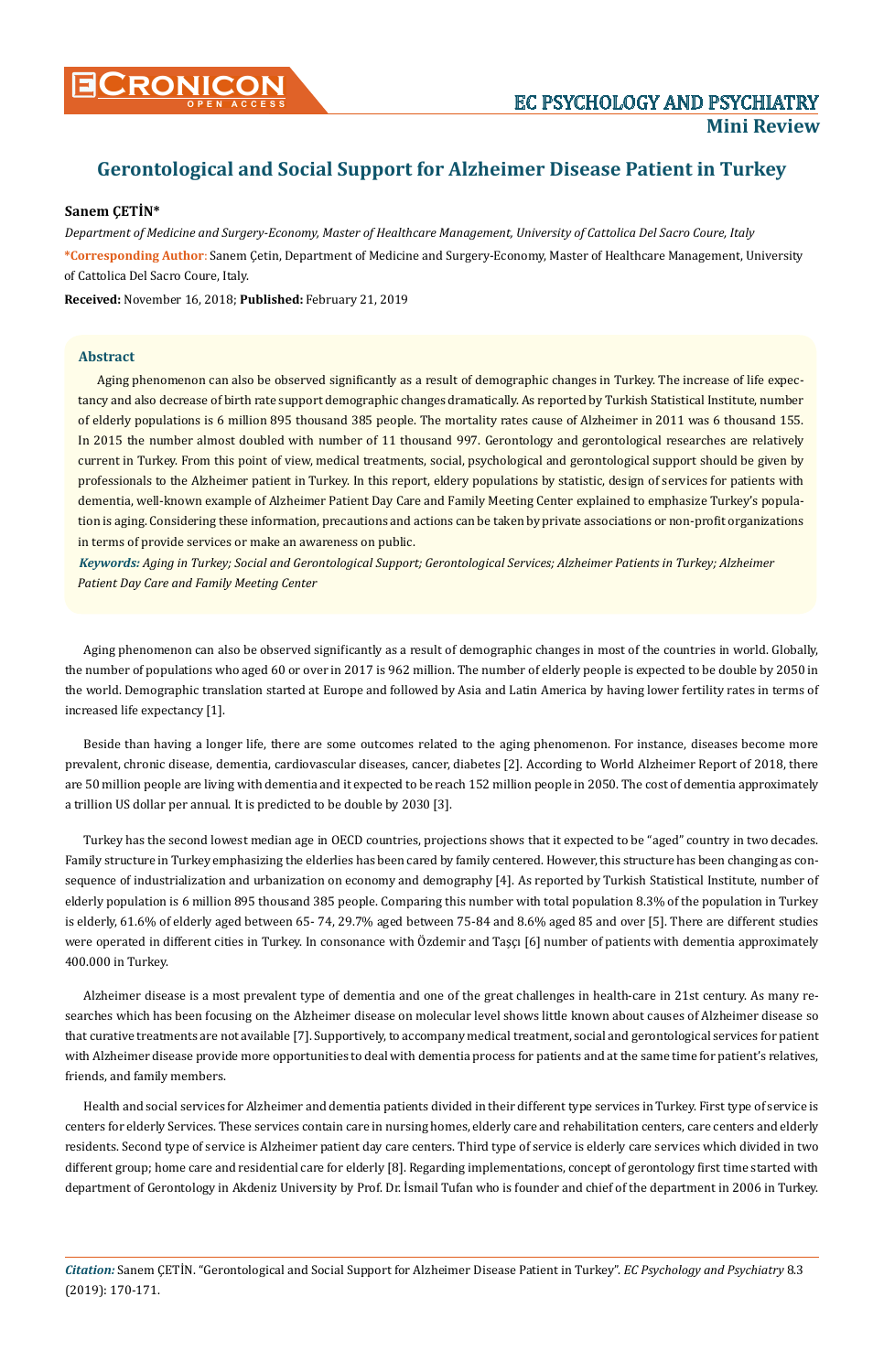# Gerontological and Social Support for Alzheimer Disease Patient in Turkey

**Sanem ÇETİN***

*Department of Medicine and Surgery-Economy, Master of Healthcare Management, University of Cattolica Del Sacro Coure, Italy*

***Corresponding Author**: Sanem Çetin, Department of Medicine and Surgery-Economy, Master of Healthcare Management, University of Cattolica Del Sacro Coure, Italy.

**Received:** November 16, 2018; **Published:** February 21, 2019

## Abstract

Aging phenomenon can also be observed significantly as a result of demographic changes in Turkey. The increase of life expectancy and also decrease of birth rate support demographic changes dramatically. As reported by Turkish Statistical Institute, number of elderly populations is 6 million 895 thousand 385 people. The mortality rates cause of Alzheimer in 2011 was 6 thousand 155. In 2015 the number almost doubled with number of 11 thousand 997. Gerontology and gerontological researches are relatively current in Turkey. From this point of view, medical treatments, social, psychological and gerontological support should be given by professionals to the Alzheimer patient in Turkey. In this report, eldery populations by statistic, design of services for patients with dementia, well-known example of Alzheimer Patient Day Care and Family Meeting Center explained to emphasize Turkey's population is aging. Considering these information, precautions and actions can be taken by private associations or non-profit organizations in terms of provide services or make an awareness on public.

***Keywords:*** *Aging in Turkey; Social and Gerontological Support; Gerontological Services; Alzheimer Patients in Turkey; Alzheimer Patient Day Care and Family Meeting Center*

Aging phenomenon can also be observed significantly as a result of demographic changes in most of the countries in world. Globally, the number of populations who aged 60 or over in 2017 is 962 million. The number of elderly people is expected to be double by 2050 in the world. Demographic translation started at Europe and followed by Asia and Latin America by having lower fertility rates in terms of increased life expectancy [1].

Beside than having a longer life, there are some outcomes related to the aging phenomenon. For instance, diseases become more prevalent, chronic disease, dementia, cardiovascular diseases, cancer, diabetes [2]. According to World Alzheimer Report of 2018, there are 50 million people are living with dementia and it expected to be reach 152 million people in 2050. The cost of dementia approximately a trillion US dollar per annual. It is predicted to be double by 2030 [3].

Turkey has the second lowest median age in OECD countries, projections shows that it expected to be "aged" country in two decades. Family structure in Turkey emphasizing the elderlies has been cared by family centered. However, this structure has been changing as consequence of industrialization and urbanization on economy and demography [4]. As reported by Turkish Statistical Institute, number of elderly population is 6 million 895 thousand 385 people. Comparing this number with total population 8.3% of the population in Turkey is elderly, 61.6% of elderly aged between 65- 74, 29.7% aged between 75-84 and 8.6% aged 85 and over [5]. There are different studies were operated in different cities in Turkey. In consonance with Özdemir and Taşçı [6] number of patients with dementia approximately 400.000 in Turkey.

Alzheimer disease is a most prevalent type of dementia and one of the great challenges in health-care in 21st century. As many researches which has been focusing on the Alzheimer disease on molecular level shows little known about causes of Alzheimer disease so that curative treatments are not available [7]. Supportively, to accompany medical treatment, social and gerontological services for patient with Alzheimer disease provide more opportunities to deal with dementia process for patients and at the same time for patient's relatives, friends, and family members.

Health and social services for Alzheimer and dementia patients divided in their different type services in Turkey. First type of service is centers for elderly Services. These services contain care in nursing homes, elderly care and rehabilitation centers, care centers and elderly residents. Second type of service is Alzheimer patient day care centers. Third type of service is elderly care services which divided in two different group; home care and residential care for elderly [8]. Regarding implementations, concept of gerontology first time started with department of Gerontology in Akdeniz University by Prof. Dr. İsmail Tufan who is founder and chief of the department in 2006 in Turkey.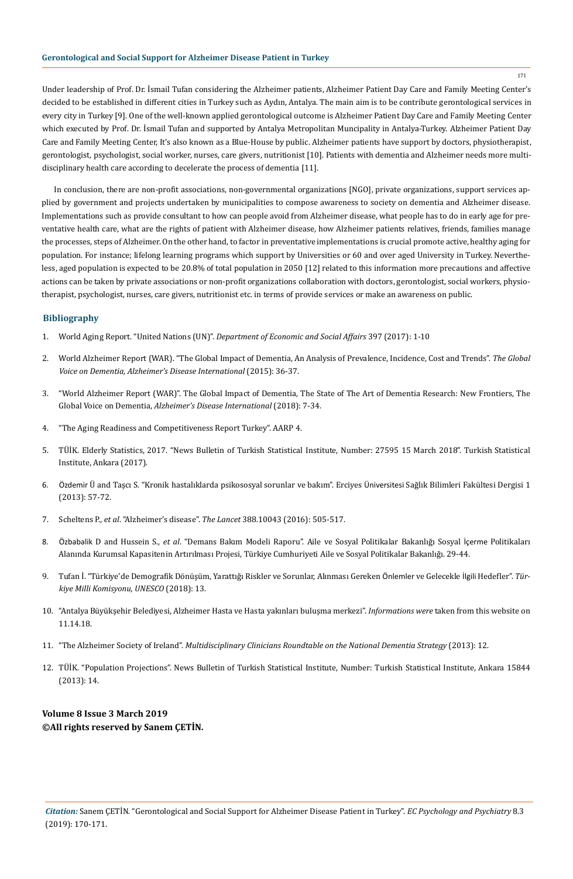Under leadership of Prof. Dr. İsmail Tufan considering the Alzheimer patients, Alzheimer Patient Day Care and Family Meeting Center's decided to be established in different cities in Turkey such as Aydın, Antalya. The main aim is to be contribute gerontological services in every city in Turkey [9]. One of the well-known applied gerontological outcome is Alzheimer Patient Day Care and Family Meeting Center which executed by Prof. Dr. İsmail Tufan and supported by Antalya Metropolitan Muncipality in Antalya-Turkey. Alzheimer Patient Day Care and Family Meeting Center, It's also known as a Blue-House by public. Alzheimer patients have support by doctors, physiotherapist, gerontologist, psychologist, social worker, nurses, care givers, nutritionist [10]. Patients with dementia and Alzheimer needs more multi-disciplinary health care according to decelerate the process of dementia [11].

In conclusion, there are non-profit associations, non-governmental organizations [NGO], private organizations, support services applied by government and projects undertaken by municipalities to compose awareness to society on dementia and Alzheimer disease. Implementations such as provide consultant to how can people avoid from Alzheimer disease, what people has to do in early age for preventative health care, what are the rights of patient with Alzheimer disease, how Alzheimer patients relatives, friends, families manage the processes, steps of Alzheimer. On the other hand, to factor in preventative implementations is crucial promote active, healthy aging for population. For instance; lifelong learning programs which support by Universities or 60 and over aged University in Turkey. Nevertheless, aged population is expected to be 20.8% of total population in 2050 [12] related to this information more precautions and affective actions can be taken by private associations or non-profit organizations collaboration with doctors, gerontologist, social workers, physiotherapist, psychologist, nurses, care givers, nutritionist etc. in terms of provide services or make an awareness on public.

## Bibliography

1. World Aging Report. "United Nations (UN)". *Department of Economic and Social Affairs* 397 (2017): 1-10
2. World Alzheimer Report (WAR). "The Global Impact of Dementia, An Analysis of Prevalence, Incidence, Cost and Trends". *The Global Voice on Dementia, Alzheimer's Disease International* (2015): 36-37.
3. "World Alzheimer Report (WAR)". The Global Impact of Dementia, The State of The Art of Dementia Research: New Frontiers, The Global Voice on Dementia, *Alzheimer's Disease International* (2018): 7-34.
4. "The Aging Readiness and Competitiveness Report Turkey". AARP 4.
5. TÜİK. Elderly Statistics, 2017. "News Bulletin of Turkish Statistical Institute, Number: 27595 15 March 2018". Turkish Statistical Institute, Ankara (2017).
6. Özdemir Ü and Taşcı S. "Kronik hastalıklarda psikososyal sorunlar ve bakım". Erciyes Üniversitesi Sağlık Bilimleri Fakültesi Dergisi 1 (2013): 57-72.
7. Scheltens P., *et al*. "Alzheimer's disease". *The Lancet* 388.10043 (2016): 505-517.
8. Özbabalik D and Hussein S., *et al*. "Demans Bakım Modeli Raporu". Aile ve Sosyal Politikalar Bakanlığı Sosyal İçerme Politikaları Alanında Kurumsal Kapasitenin Artırılması Projesi, Türkiye Cumhuriyeti Aile ve Sosyal Politikalar Bakanlığı. 29-44.
9. Tufan İ. "Türkiye'de Demografik Dönüşüm, Yarattığı Riskler ve Sorunlar, Alınması Gereken Önlemler ve Gelecekle İlgili Hedefler". *Türkiye Milli Komisyonu, UNESCO* (2018): 13.
10. "Antalya Büyükşehir Belediyesi, Alzheimer Hasta ve Hasta yakınları buluşma merkezi". *Informations were* taken from this website on 11.14.18.
11. "The Alzheimer Society of Ireland". *Multidisciplinary Clinicians Roundtable on the National Dementia Strategy* (2013): 12.
12. TÜİK. "Population Projections". News Bulletin of Turkish Statistical Institute, Number: Turkish Statistical Institute, Ankara 15844 (2013): 14.

**Volume 8 Issue 3 March 2019**
**©All rights reserved by Sanem ÇETİN.**